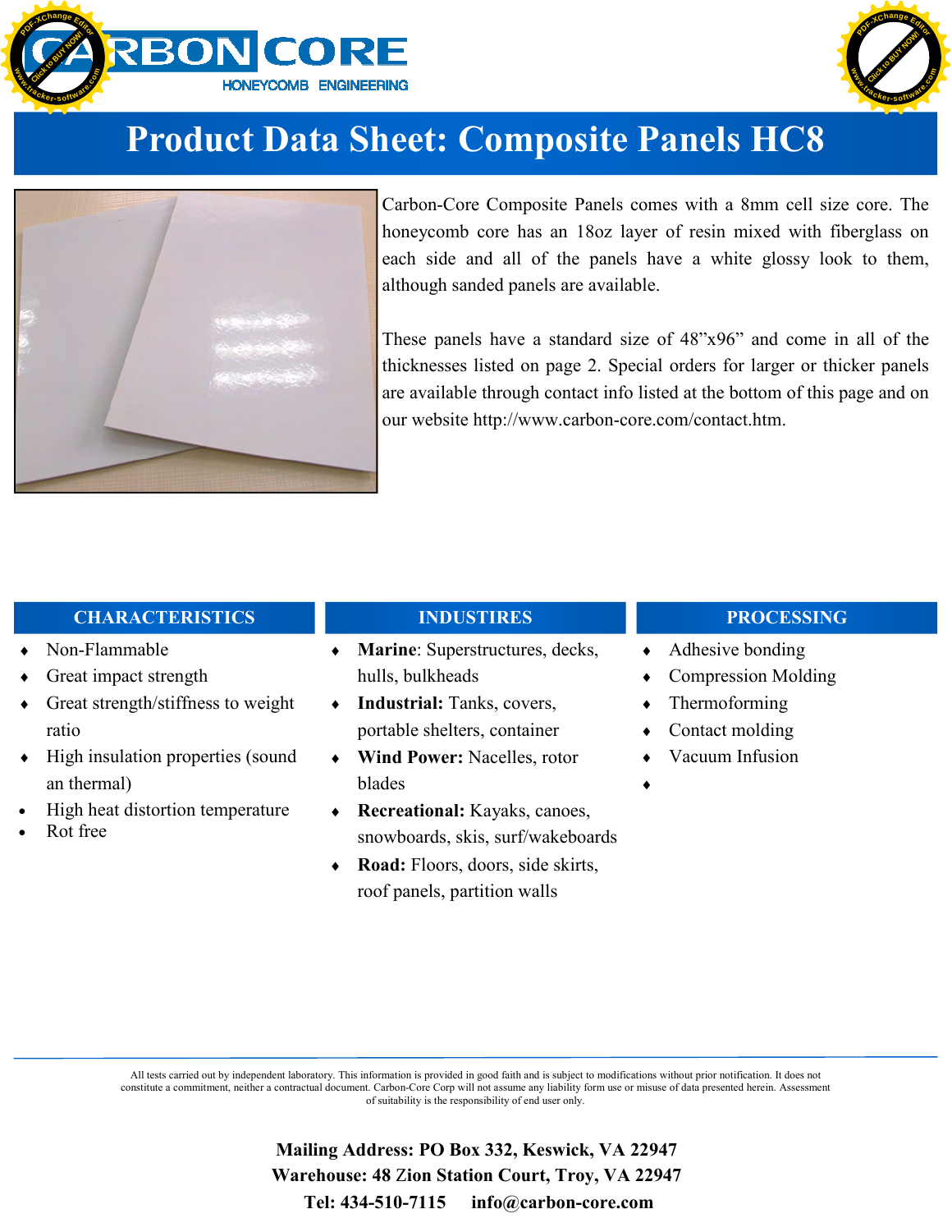# Product Data Sheet: Composite Panels HC8

Carbon-Core Composite Panels comes with a 8mm cell size core. The honeycomb core has an 18oz layer of resin mixed with fiberglass on each side and all of the panels have a white glossy look to them, although sanded panels are available.

These panels have a standard size of 48"x96" and come in all of the thicknesses listed on page 2. Special orders for larger or thicker panels are available through contact info listed at the bottom of this page and on our website http://www.carbon-core.com/contact.htm.

## CHARACTERISTICS

- Non-Flammable
- Great impact strength
- Great strength/stiffness to weight ratio
- High insulation properties (sound an thermal)
- High heat distortion temperature
- Rot free

## INDUSTIRES

- **Marine**: Superstructures, decks, hulls, bulkheads
- **Industrial:** Tanks, covers, portable shelters, container
- **Wind Power:** Nacelles, rotor blades
- **Recreational:** Kayaks, canoes, snowboards, skis, surf/wakeboards
- **Road:** Floors, doors, side skirts, roof panels, partition walls

## PROCESSING

- Adhesive bonding
- Compression Molding
- Thermoforming
- Contact molding
- Vacuum Infusion

All tests carried out by independent laboratory. This information is provided in good faith and is subject to modifications without prior notification. It does not constitute a commitment, neither a contractual document. Carbon-Core Corp will not assume any liability form use or misuse of data presented herein. Assessment of suitability is the responsibility of end user only.

**Mailing Address: PO Box 332, Keswick, VA 22947**
**Warehouse: 48 Zion Station Court, Troy, VA 22947**
**Tel: 434-510-7115 info@carbon-core.com**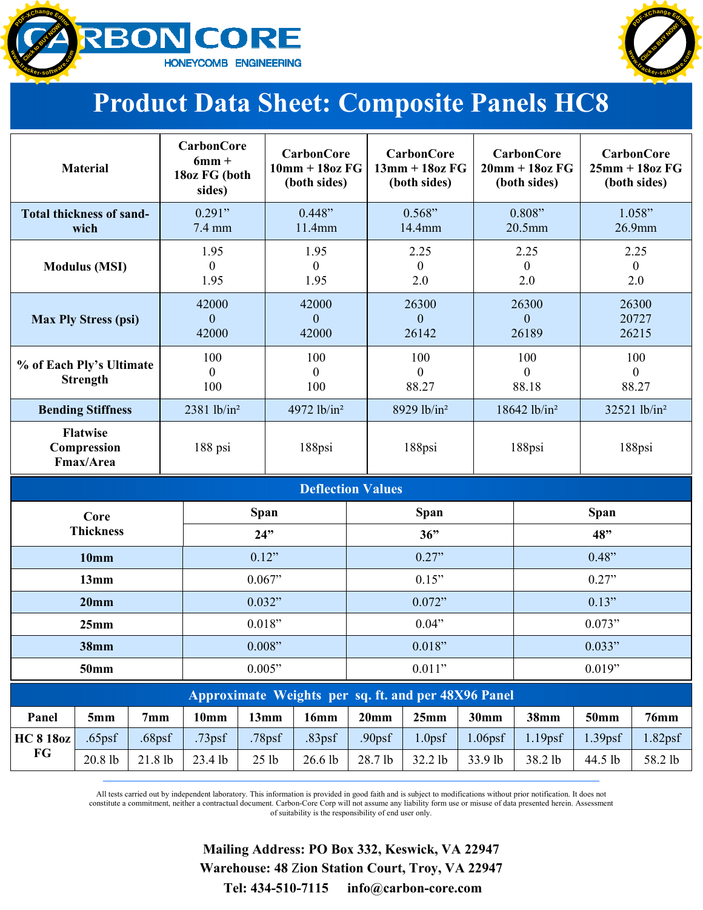# Product Data Sheet: Composite Panels HC8

| Material | CarbonCore 6mm + 18oz FG (both sides) | CarbonCore 10mm + 18oz FG (both sides) | CarbonCore 13mm + 18oz FG (both sides) | CarbonCore 20mm + 18oz FG (both sides) | CarbonCore 25mm + 18oz FG (both sides) |
|---|---|---|---|---|---|
| Total thickness of sand-wich | 0.291”<br>7.4 mm | 0.448”<br>11.4mm | 0.568”<br>14.4mm | 0.808”<br>20.5mm | 1.058”<br>26.9mm |
| Modulus (MSI) | 1.95<br>0<br>1.95 | 1.95<br>0<br>1.95 | 2.25<br>0<br>2.0 | 2.25<br>0<br>2.0 | 2.25<br>0<br>2.0 |
| Max Ply Stress (psi) | 42000<br>0<br>42000 | 42000<br>0<br>42000 | 26300<br>0<br>26142 | 26300<br>0<br>26189 | 26300<br>20727<br>26215 |
| % of Each Ply’s Ultimate Strength | 100<br>0<br>100 | 100<br>0<br>100 | 100<br>0<br>88.27 | 100<br>0<br>88.18 | 100<br>0<br>88.27 |
| Bending Stiffness | 2381 lb/in² | 4972 lb/in² | 8929 lb/in² | 18642 lb/in² | 32521 lb/in² |
| Flatwise Compression Fmax/Area | 188 psi | 188psi | 188psi | 188psi | 188psi |

## Deflection Values

| Core Thickness | Span 24” | Span 36” | Span 48” |
|---|---|---|---|
| 10mm | 0.12” | 0.27” | 0.48” |
| 13mm | 0.067” | 0.15” | 0.27” |
| 20mm | 0.032” | 0.072” | 0.13” |
| 25mm | 0.018” | 0.04” | 0.073” |
| 38mm | 0.008” | 0.018” | 0.033” |
| 50mm | 0.005” | 0.011” | 0.019” |

## Approximate Weights per sq. ft. and per 48X96 Panel

| Panel | 5mm | 7mm | 10mm | 13mm | 16mm | 20mm | 25mm | 30mm | 38mm | 50mm | 76mm |
|---|---|---|---|---|---|---|---|---|---|---|---|
| HC 8 18oz FG | .65psf | .68psf | .73psf | .78psf | .83psf | .90psf | 1.0psf | 1.06psf | 1.19psf | 1.39psf | 1.82psf |
| | 20.8 lb | 21.8 lb | 23.4 lb | 25 lb | 26.6 lb | 28.7 lb | 32.2 lb | 33.9 lb | 38.2 lb | 44.5 lb | 58.2 lb |

All tests carried out by independent laboratory. This information is provided in good faith and is subject to modifications without prior notification. It does not constitute a commitment, neither a contractual document. Carbon-Core Corp will not assume any liability form use or misuse of data presented herein. Assessment of suitability is the responsibility of end user only.

**Mailing Address: PO Box 332, Keswick, VA 22947**
**Warehouse: 48 Zion Station Court, Troy, VA 22947**
**Tel: 434-510-7115 info@carbon-core.com**